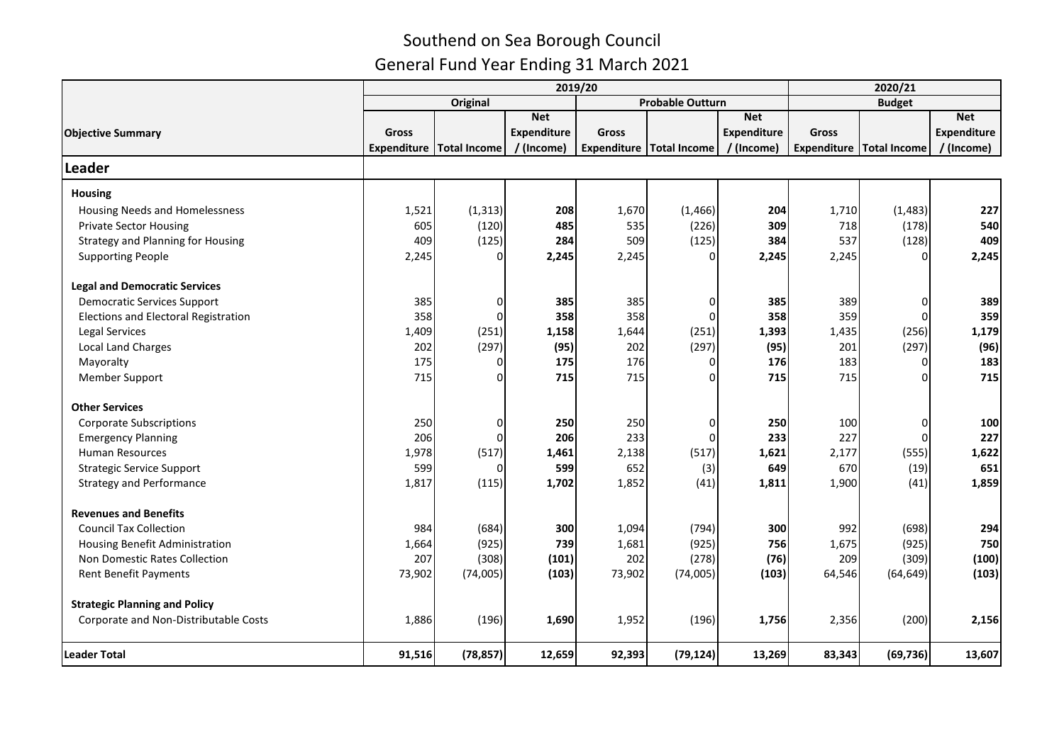# Southend on Sea Borough Council

## General Fund Year Ending 31 March 2021

| | 2019/20 | | | | | | 2020/21 | | |
|---|---|---|---|---|---|---|---|---|---|
| | Original | | | Probable Outturn | | | Budget | | |
| **Objective Summary** | Gross Expenditure | Total Income | Net Expenditure / (Income) | Gross Expenditure | Total Income | Net Expenditure / (Income) | Gross Expenditure | Total Income | Net Expenditure / (Income) |
| **Leader** | | | | | | | | | |
| **Housing** | | | | | | | | | |
| Housing Needs and Homelessness | 1,521 | (1,313) | **208** | 1,670 | (1,466) | **204** | 1,710 | (1,483) | **227** |
| Private Sector Housing | 605 | (120) | **485** | 535 | (226) | **309** | 718 | (178) | **540** |
| Strategy and Planning for Housing | 409 | (125) | **284** | 509 | (125) | **384** | 537 | (128) | **409** |
| Supporting People | 2,245 | 0 | **2,245** | 2,245 | 0 | **2,245** | 2,245 | 0 | **2,245** |
| **Legal and Democratic Services** | | | | | | | | | |
| Democratic Services Support | 385 | 0 | **385** | 385 | 0 | **385** | 389 | 0 | **389** |
| Elections and Electoral Registration | 358 | 0 | **358** | 358 | 0 | **358** | 359 | 0 | **359** |
| Legal Services | 1,409 | (251) | **1,158** | 1,644 | (251) | **1,393** | 1,435 | (256) | **1,179** |
| Local Land Charges | 202 | (297) | **(95)** | 202 | (297) | **(95)** | 201 | (297) | **(96)** |
| Mayoralty | 175 | 0 | **175** | 176 | 0 | **176** | 183 | 0 | **183** |
| Member Support | 715 | 0 | **715** | 715 | 0 | **715** | 715 | 0 | **715** |
| **Other Services** | | | | | | | | | |
| Corporate Subscriptions | 250 | 0 | **250** | 250 | 0 | **250** | 100 | 0 | **100** |
| Emergency Planning | 206 | 0 | **206** | 233 | 0 | **233** | 227 | 0 | **227** |
| Human Resources | 1,978 | (517) | **1,461** | 2,138 | (517) | **1,621** | 2,177 | (555) | **1,622** |
| Strategic Service Support | 599 | 0 | **599** | 652 | (3) | **649** | 670 | (19) | **651** |
| Strategy and Performance | 1,817 | (115) | **1,702** | 1,852 | (41) | **1,811** | 1,900 | (41) | **1,859** |
| **Revenues and Benefits** | | | | | | | | | |
| Council Tax Collection | 984 | (684) | **300** | 1,094 | (794) | **300** | 992 | (698) | **294** |
| Housing Benefit Administration | 1,664 | (925) | **739** | 1,681 | (925) | **756** | 1,675 | (925) | **750** |
| Non Domestic Rates Collection | 207 | (308) | **(101)** | 202 | (278) | **(76)** | 209 | (309) | **(100)** |
| Rent Benefit Payments | 73,902 | (74,005) | **(103)** | 73,902 | (74,005) | **(103)** | 64,546 | (64,649) | **(103)** |
| **Strategic Planning and Policy** | | | | | | | | | |
| Corporate and Non-Distributable Costs | 1,886 | (196) | **1,690** | 1,952 | (196) | **1,756** | 2,356 | (200) | **2,156** |
| **Leader Total** | **91,516** | **(78,857)** | **12,659** | **92,393** | **(79,124)** | **13,269** | **83,343** | **(69,736)** | **13,607** |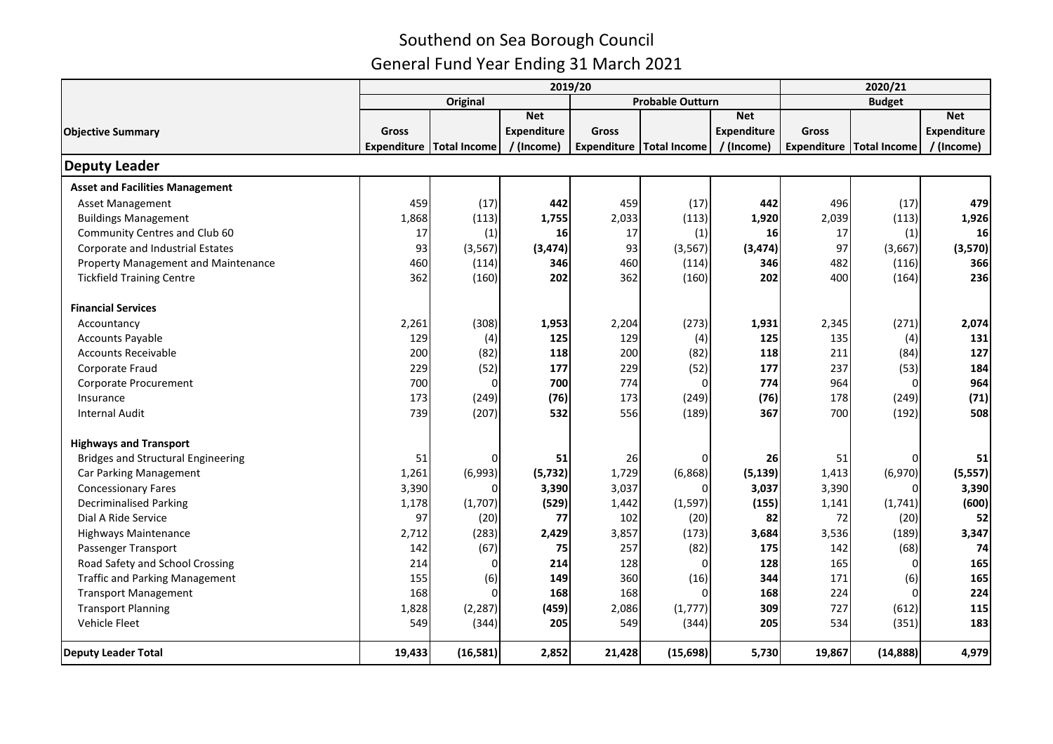# Southend on Sea Borough Council

## General Fund Year Ending 31 March 2021

| Objective Summary | 2019/20 | | | | | | 2020/21 | | |
|---|---|---|---|---|---|---|---|---|---|
| | Original | | | Probable Outturn | | | Budget | | |
| | Gross Expenditure | Total Income | Net Expenditure / (Income) | Gross Expenditure | Total Income | Net Expenditure / (Income) | Gross Expenditure | Total Income | Net Expenditure / (Income) |
| **Deputy Leader** | | | | | | | | | |
| **Asset and Facilities Management** | | | | | | | | | |
| Asset Management | 459 | (17) | **442** | 459 | (17) | **442** | 496 | (17) | **479** |
| Buildings Management | 1,868 | (113) | **1,755** | 2,033 | (113) | **1,920** | 2,039 | (113) | **1,926** |
| Community Centres and Club 60 | 17 | (1) | **16** | 17 | (1) | **16** | 17 | (1) | **16** |
| Corporate and Industrial Estates | 93 | (3,567) | **(3,474)** | 93 | (3,567) | **(3,474)** | 97 | (3,667) | **(3,570)** |
| Property Management and Maintenance | 460 | (114) | **346** | 460 | (114) | **346** | 482 | (116) | **366** |
| Tickfield Training Centre | 362 | (160) | **202** | 362 | (160) | **202** | 400 | (164) | **236** |
| **Financial Services** | | | | | | | | | |
| Accountancy | 2,261 | (308) | **1,953** | 2,204 | (273) | **1,931** | 2,345 | (271) | **2,074** |
| Accounts Payable | 129 | (4) | **125** | 129 | (4) | **125** | 135 | (4) | **131** |
| Accounts Receivable | 200 | (82) | **118** | 200 | (82) | **118** | 211 | (84) | **127** |
| Corporate Fraud | 229 | (52) | **177** | 229 | (52) | **177** | 237 | (53) | **184** |
| Corporate Procurement | 700 | 0 | **700** | 774 | 0 | **774** | 964 | 0 | **964** |
| Insurance | 173 | (249) | **(76)** | 173 | (249) | **(76)** | 178 | (249) | **(71)** |
| Internal Audit | 739 | (207) | **532** | 556 | (189) | **367** | 700 | (192) | **508** |
| **Highways and Transport** | | | | | | | | | |
| Bridges and Structural Engineering | 51 | 0 | **51** | 26 | 0 | **26** | 51 | 0 | **51** |
| Car Parking Management | 1,261 | (6,993) | **(5,732)** | 1,729 | (6,868) | **(5,139)** | 1,413 | (6,970) | **(5,557)** |
| Concessionary Fares | 3,390 | 0 | **3,390** | 3,037 | 0 | **3,037** | 3,390 | 0 | **3,390** |
| Decriminalised Parking | 1,178 | (1,707) | **(529)** | 1,442 | (1,597) | **(155)** | 1,141 | (1,741) | **(600)** |
| Dial A Ride Service | 97 | (20) | **77** | 102 | (20) | **82** | 72 | (20) | **52** |
| Highways Maintenance | 2,712 | (283) | **2,429** | 3,857 | (173) | **3,684** | 3,536 | (189) | **3,347** |
| Passenger Transport | 142 | (67) | **75** | 257 | (82) | **175** | 142 | (68) | **74** |
| Road Safety and School Crossing | 214 | 0 | **214** | 128 | 0 | **128** | 165 | 0 | **165** |
| Traffic and Parking Management | 155 | (6) | **149** | 360 | (16) | **344** | 171 | (6) | **165** |
| Transport Management | 168 | 0 | **168** | 168 | 0 | **168** | 224 | 0 | **224** |
| Transport Planning | 1,828 | (2,287) | **(459)** | 2,086 | (1,777) | **309** | 727 | (612) | **115** |
| Vehicle Fleet | 549 | (344) | **205** | 549 | (344) | **205** | 534 | (351) | **183** |
| **Deputy Leader Total** | **19,433** | **(16,581)** | **2,852** | **21,428** | **(15,698)** | **5,730** | **19,867** | **(14,888)** | **4,979** |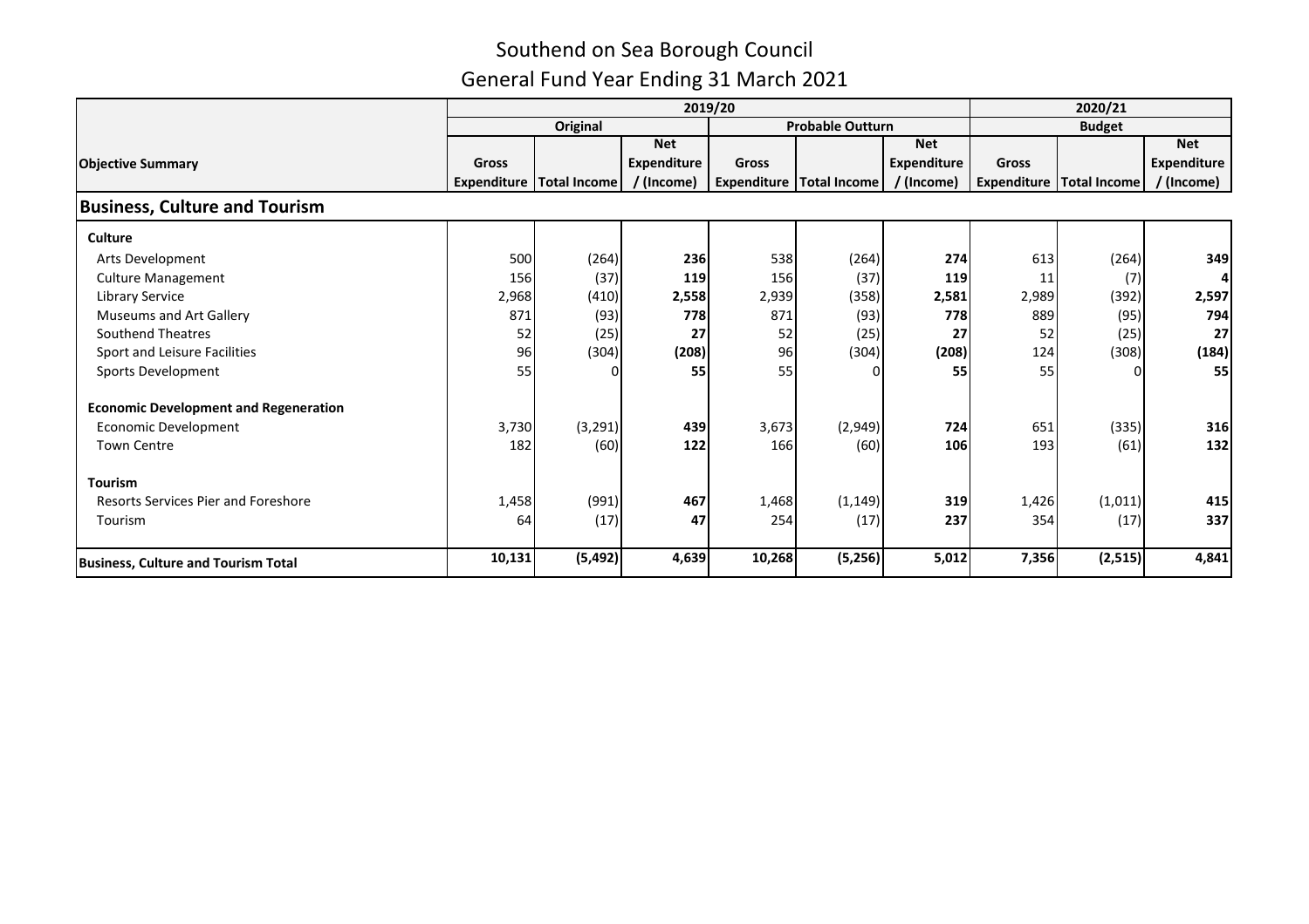# Southend on Sea Borough Council

## General Fund Year Ending 31 March 2021

| | 2019/20 | | | | | | 2020/21 | | |
|---|---|---|---|---|---|---|---|---|---|
| | Original | | | Probable Outturn | | | Budget | | |
| **Objective Summary** | Gross Expenditure | Total Income | Net Expenditure / (Income) | Gross Expenditure | Total Income | Net Expenditure / (Income) | Gross Expenditure | Total Income | Net Expenditure / (Income) |
| **Business, Culture and Tourism** | | | | | | | | | |
| **Culture** | | | | | | | | | |
| Arts Development | 500 | (264) | **236** | 538 | (264) | **274** | 613 | (264) | **349** |
| Culture Management | 156 | (37) | **119** | 156 | (37) | **119** | 11 | (7) | **4** |
| Library Service | 2,968 | (410) | **2,558** | 2,939 | (358) | **2,581** | 2,989 | (392) | **2,597** |
| Museums and Art Gallery | 871 | (93) | **778** | 871 | (93) | **778** | 889 | (95) | **794** |
| Southend Theatres | 52 | (25) | **27** | 52 | (25) | **27** | 52 | (25) | **27** |
| Sport and Leisure Facilities | 96 | (304) | **(208)** | 96 | (304) | **(208)** | 124 | (308) | **(184)** |
| Sports Development | 55 | 0 | **55** | 55 | 0 | **55** | 55 | 0 | **55** |
| **Economic Development and Regeneration** | | | | | | | | | |
| Economic Development | 3,730 | (3,291) | **439** | 3,673 | (2,949) | **724** | 651 | (335) | **316** |
| Town Centre | 182 | (60) | **122** | 166 | (60) | **106** | 193 | (61) | **132** |
| **Tourism** | | | | | | | | | |
| Resorts Services Pier and Foreshore | 1,458 | (991) | **467** | 1,468 | (1,149) | **319** | 1,426 | (1,011) | **415** |
| Tourism | 64 | (17) | **47** | 254 | (17) | **237** | 354 | (17) | **337** |
| **Business, Culture and Tourism Total** | **10,131** | **(5,492)** | **4,639** | **10,268** | **(5,256)** | **5,012** | **7,356** | **(2,515)** | **4,841** |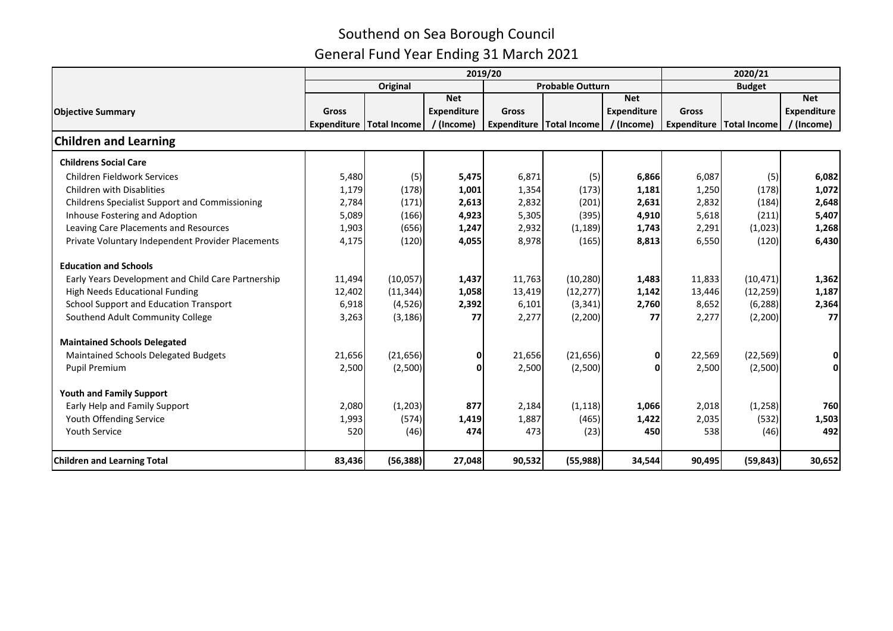# Southend on Sea Borough Council

## General Fund Year Ending 31 March 2021

| Objective Summary | 2019/20 | | | | | | 2020/21 | | |
|---|---|---|---|---|---|---|---|---|---|
| | Original | | | Probable Outturn | | | Budget | | |
| | Gross Expenditure | Total Income | Net Expenditure / (Income) | Gross Expenditure | Total Income | Net Expenditure / (Income) | Gross Expenditure | Total Income | Net Expenditure / (Income) |
| **Children and Learning** | | | | | | | | | |
| **Childrens Social Care** | | | | | | | | | |
| Children Fieldwork Services | 5,480 | (5) | **5,475** | 6,871 | (5) | **6,866** | 6,087 | (5) | **6,082** |
| Children with Disablities | 1,179 | (178) | **1,001** | 1,354 | (173) | **1,181** | 1,250 | (178) | **1,072** |
| Childrens Specialist Support and Commissioning | 2,784 | (171) | **2,613** | 2,832 | (201) | **2,631** | 2,832 | (184) | **2,648** |
| Inhouse Fostering and Adoption | 5,089 | (166) | **4,923** | 5,305 | (395) | **4,910** | 5,618 | (211) | **5,407** |
| Leaving Care Placements and Resources | 1,903 | (656) | **1,247** | 2,932 | (1,189) | **1,743** | 2,291 | (1,023) | **1,268** |
| Private Voluntary Independent Provider Placements | 4,175 | (120) | **4,055** | 8,978 | (165) | **8,813** | 6,550 | (120) | **6,430** |
| **Education and Schools** | | | | | | | | | |
| Early Years Development and Child Care Partnership | 11,494 | (10,057) | **1,437** | 11,763 | (10,280) | **1,483** | 11,833 | (10,471) | **1,362** |
| High Needs Educational Funding | 12,402 | (11,344) | **1,058** | 13,419 | (12,277) | **1,142** | 13,446 | (12,259) | **1,187** |
| School Support and Education Transport | 6,918 | (4,526) | **2,392** | 6,101 | (3,341) | **2,760** | 8,652 | (6,288) | **2,364** |
| Southend Adult Community College | 3,263 | (3,186) | **77** | 2,277 | (2,200) | **77** | 2,277 | (2,200) | **77** |
| **Maintained Schools Delegated** | | | | | | | | | |
| Maintained Schools Delegated Budgets | 21,656 | (21,656) | **0** | 21,656 | (21,656) | **0** | 22,569 | (22,569) | **0** |
| Pupil Premium | 2,500 | (2,500) | **0** | 2,500 | (2,500) | **0** | 2,500 | (2,500) | **0** |
| **Youth and Family Support** | | | | | | | | | |
| Early Help and Family Support | 2,080 | (1,203) | **877** | 2,184 | (1,118) | **1,066** | 2,018 | (1,258) | **760** |
| Youth Offending Service | 1,993 | (574) | **1,419** | 1,887 | (465) | **1,422** | 2,035 | (532) | **1,503** |
| Youth Service | 520 | (46) | **474** | 473 | (23) | **450** | 538 | (46) | **492** |
| **Children and Learning Total** | **83,436** | **(56,388)** | **27,048** | **90,532** | **(55,988)** | **34,544** | **90,495** | **(59,843)** | **30,652** |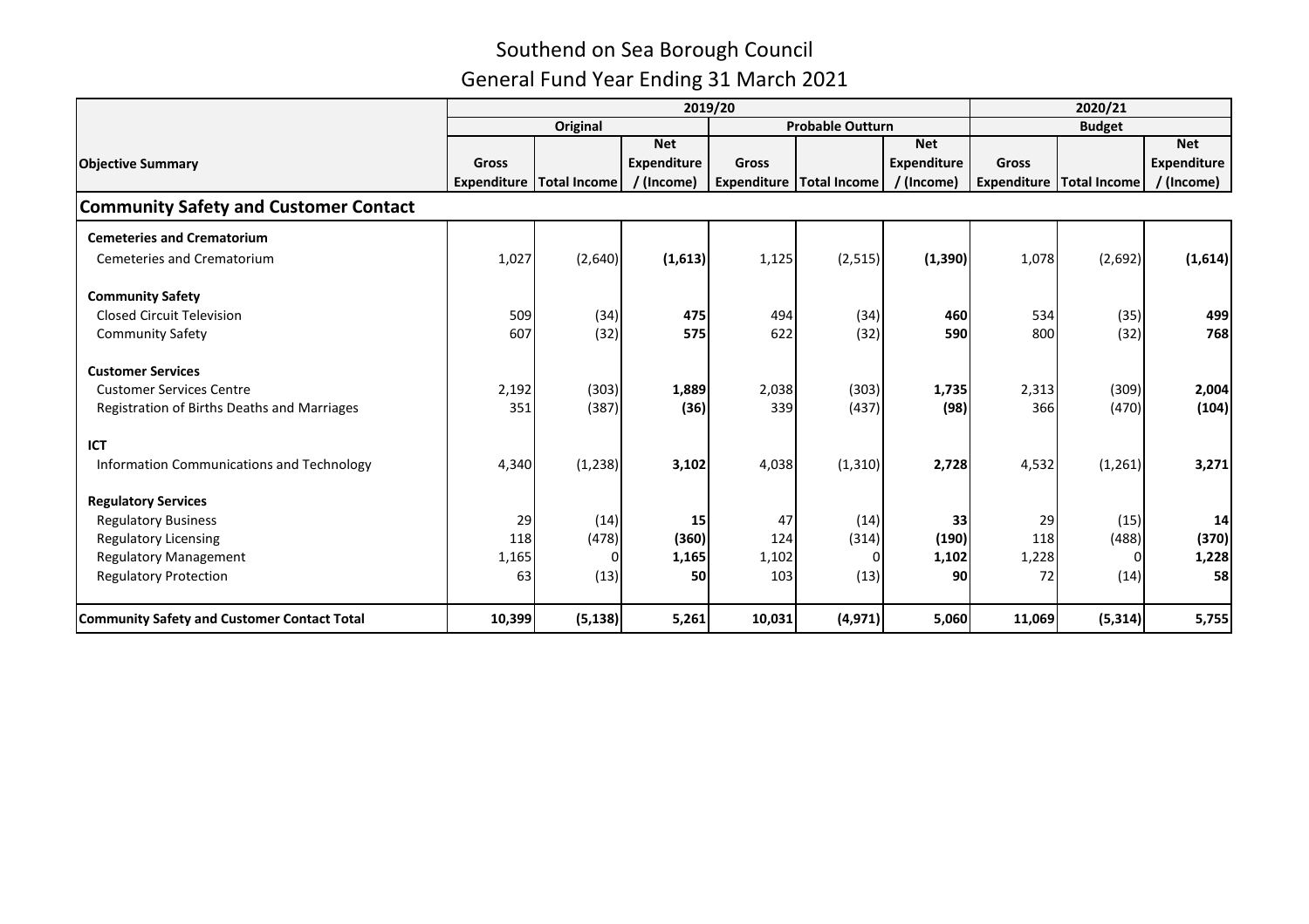# Southend on Sea Borough Council

## General Fund Year Ending 31 March 2021

| Objective Summary | 2019/20 | | | | | | 2020/21 | | |
|---|---|---|---|---|---|---|---|---|---|
| | Original | | | Probable Outturn | | | Budget | | |
| | Gross Expenditure | Total Income | Net Expenditure / (Income) | Gross Expenditure | Total Income | Net Expenditure / (Income) | Gross Expenditure | Total Income | Net Expenditure / (Income) |
| **Community Safety and Customer Contact** | | | | | | | | | |
| **Cemeteries and Crematorium** | | | | | | | | | |
| Cemeteries and Crematorium | 1,027 | (2,640) | **(1,613)** | 1,125 | (2,515) | **(1,390)** | 1,078 | (2,692) | **(1,614)** |
| **Community Safety** | | | | | | | | | |
| Closed Circuit Television | 509 | (34) | **475** | 494 | (34) | **460** | 534 | (35) | **499** |
| Community Safety | 607 | (32) | **575** | 622 | (32) | **590** | 800 | (32) | **768** |
| **Customer Services** | | | | | | | | | |
| Customer Services Centre | 2,192 | (303) | **1,889** | 2,038 | (303) | **1,735** | 2,313 | (309) | **2,004** |
| Registration of Births Deaths and Marriages | 351 | (387) | **(36)** | 339 | (437) | **(98)** | 366 | (470) | **(104)** |
| **ICT** | | | | | | | | | |
| Information Communications and Technology | 4,340 | (1,238) | **3,102** | 4,038 | (1,310) | **2,728** | 4,532 | (1,261) | **3,271** |
| **Regulatory Services** | | | | | | | | | |
| Regulatory Business | 29 | (14) | **15** | 47 | (14) | **33** | 29 | (15) | **14** |
| Regulatory Licensing | 118 | (478) | **(360)** | 124 | (314) | **(190)** | 118 | (488) | **(370)** |
| Regulatory Management | 1,165 | 0 | **1,165** | 1,102 | 0 | **1,102** | 1,228 | 0 | **1,228** |
| Regulatory Protection | 63 | (13) | **50** | 103 | (13) | **90** | 72 | (14) | **58** |
| **Community Safety and Customer Contact Total** | **10,399** | **(5,138)** | **5,261** | **10,031** | **(4,971)** | **5,060** | **11,069** | **(5,314)** | **5,755** |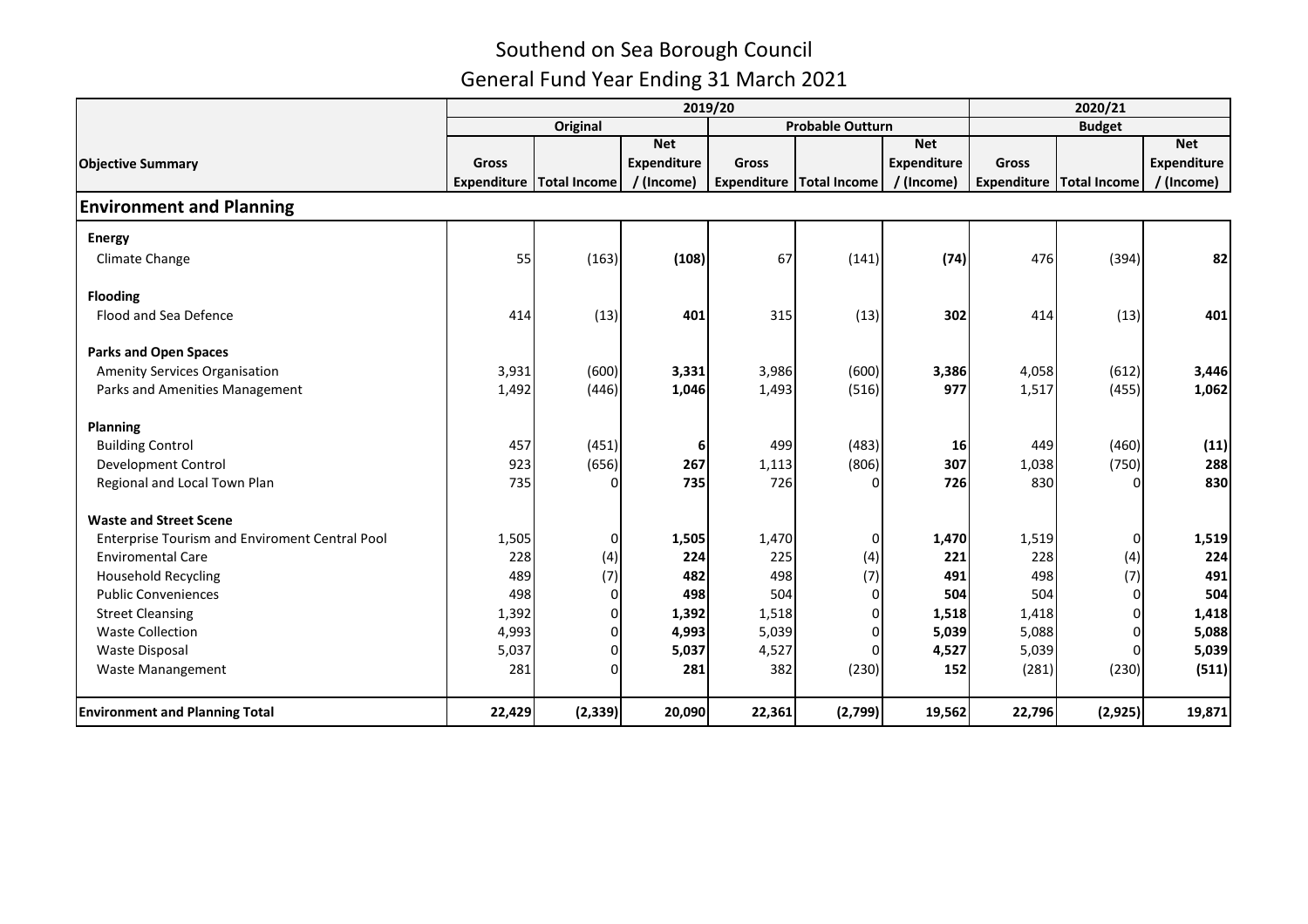# Southend on Sea Borough Council

## General Fund Year Ending 31 March 2021

| Objective Summary | 2019/20 | | | | | | 2020/21 | | |
|---|---|---|---|---|---|---|---|---|---|
| | Original | | | Probable Outturn | | | Budget | | |
| | Gross Expenditure | Total Income | Net Expenditure / (Income) | Gross Expenditure | Total Income | Net Expenditure / (Income) | Gross Expenditure | Total Income | Net Expenditure / (Income) |
| **Environment and Planning** | | | | | | | | | |
| **Energy** | | | | | | | | | |
| Climate Change | 55 | (163) | **(108)** | 67 | (141) | **(74)** | 476 | (394) | **82** |
| **Flooding** | | | | | | | | | |
| Flood and Sea Defence | 414 | (13) | **401** | 315 | (13) | **302** | 414 | (13) | **401** |
| **Parks and Open Spaces** | | | | | | | | | |
| Amenity Services Organisation | 3,931 | (600) | **3,331** | 3,986 | (600) | **3,386** | 4,058 | (612) | **3,446** |
| Parks and Amenities Management | 1,492 | (446) | **1,046** | 1,493 | (516) | **977** | 1,517 | (455) | **1,062** |
| **Planning** | | | | | | | | | |
| Building Control | 457 | (451) | **6** | 499 | (483) | **16** | 449 | (460) | **(11)** |
| Development Control | 923 | (656) | **267** | 1,113 | (806) | **307** | 1,038 | (750) | **288** |
| Regional and Local Town Plan | 735 | 0 | **735** | 726 | 0 | **726** | 830 | 0 | **830** |
| **Waste and Street Scene** | | | | | | | | | |
| Enterprise Tourism and Enviroment Central Pool | 1,505 | 0 | **1,505** | 1,470 | 0 | **1,470** | 1,519 | 0 | **1,519** |
| Enviromental Care | 228 | (4) | **224** | 225 | (4) | **221** | 228 | (4) | **224** |
| Household Recycling | 489 | (7) | **482** | 498 | (7) | **491** | 498 | (7) | **491** |
| Public Conveniences | 498 | 0 | **498** | 504 | 0 | **504** | 504 | 0 | **504** |
| Street Cleansing | 1,392 | 0 | **1,392** | 1,518 | 0 | **1,518** | 1,418 | 0 | **1,418** |
| Waste Collection | 4,993 | 0 | **4,993** | 5,039 | 0 | **5,039** | 5,088 | 0 | **5,088** |
| Waste Disposal | 5,037 | 0 | **5,037** | 4,527 | 0 | **4,527** | 5,039 | 0 | **5,039** |
| Waste Manangement | 281 | 0 | **281** | 382 | (230) | **152** | (281) | (230) | **(511)** |
| **Environment and Planning Total** | **22,429** | **(2,339)** | **20,090** | **22,361** | **(2,799)** | **19,562** | **22,796** | **(2,925)** | **19,871** |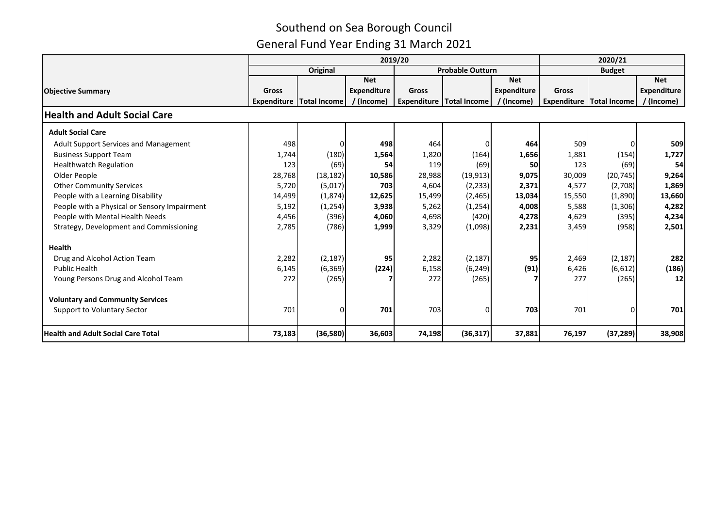# Southend on Sea Borough Council

## General Fund Year Ending 31 March 2021

| Objective Summary | 2019/20 | | | | | | 2020/21 | | |
|---|---|---|---|---|---|---|---|---|---|
| | Original | | | Probable Outturn | | | Budget | | |
| | Gross Expenditure | Total Income | Net Expenditure / (Income) | Gross Expenditure | Total Income | Net Expenditure / (Income) | Gross Expenditure | Total Income | Net Expenditure / (Income) |
| **Health and Adult Social Care** | | | | | | | | | |
| **Adult Social Care** | | | | | | | | | |
| Adult Support Services and Management | 498 | 0 | **498** | 464 | 0 | **464** | 509 | 0 | **509** |
| Business Support Team | 1,744 | (180) | **1,564** | 1,820 | (164) | **1,656** | 1,881 | (154) | **1,727** |
| Healthwatch Regulation | 123 | (69) | **54** | 119 | (69) | **50** | 123 | (69) | **54** |
| Older People | 28,768 | (18,182) | **10,586** | 28,988 | (19,913) | **9,075** | 30,009 | (20,745) | **9,264** |
| Other Community Services | 5,720 | (5,017) | **703** | 4,604 | (2,233) | **2,371** | 4,577 | (2,708) | **1,869** |
| People with a Learning Disability | 14,499 | (1,874) | **12,625** | 15,499 | (2,465) | **13,034** | 15,550 | (1,890) | **13,660** |
| People with a Physical or Sensory Impairment | 5,192 | (1,254) | **3,938** | 5,262 | (1,254) | **4,008** | 5,588 | (1,306) | **4,282** |
| People with Mental Health Needs | 4,456 | (396) | **4,060** | 4,698 | (420) | **4,278** | 4,629 | (395) | **4,234** |
| Strategy, Development and Commissioning | 2,785 | (786) | **1,999** | 3,329 | (1,098) | **2,231** | 3,459 | (958) | **2,501** |
| **Health** | | | | | | | | | |
| Drug and Alcohol Action Team | 2,282 | (2,187) | **95** | 2,282 | (2,187) | **95** | 2,469 | (2,187) | **282** |
| Public Health | 6,145 | (6,369) | **(224)** | 6,158 | (6,249) | **(91)** | 6,426 | (6,612) | **(186)** |
| Young Persons Drug and Alcohol Team | 272 | (265) | **7** | 272 | (265) | **7** | 277 | (265) | **12** |
| **Voluntary and Community Services** | | | | | | | | | |
| Support to Voluntary Sector | 701 | 0 | **701** | 703 | 0 | **703** | 701 | 0 | **701** |
| **Health and Adult Social Care Total** | **73,183** | **(36,580)** | **36,603** | **74,198** | **(36,317)** | **37,881** | **76,197** | **(37,289)** | **38,908** |